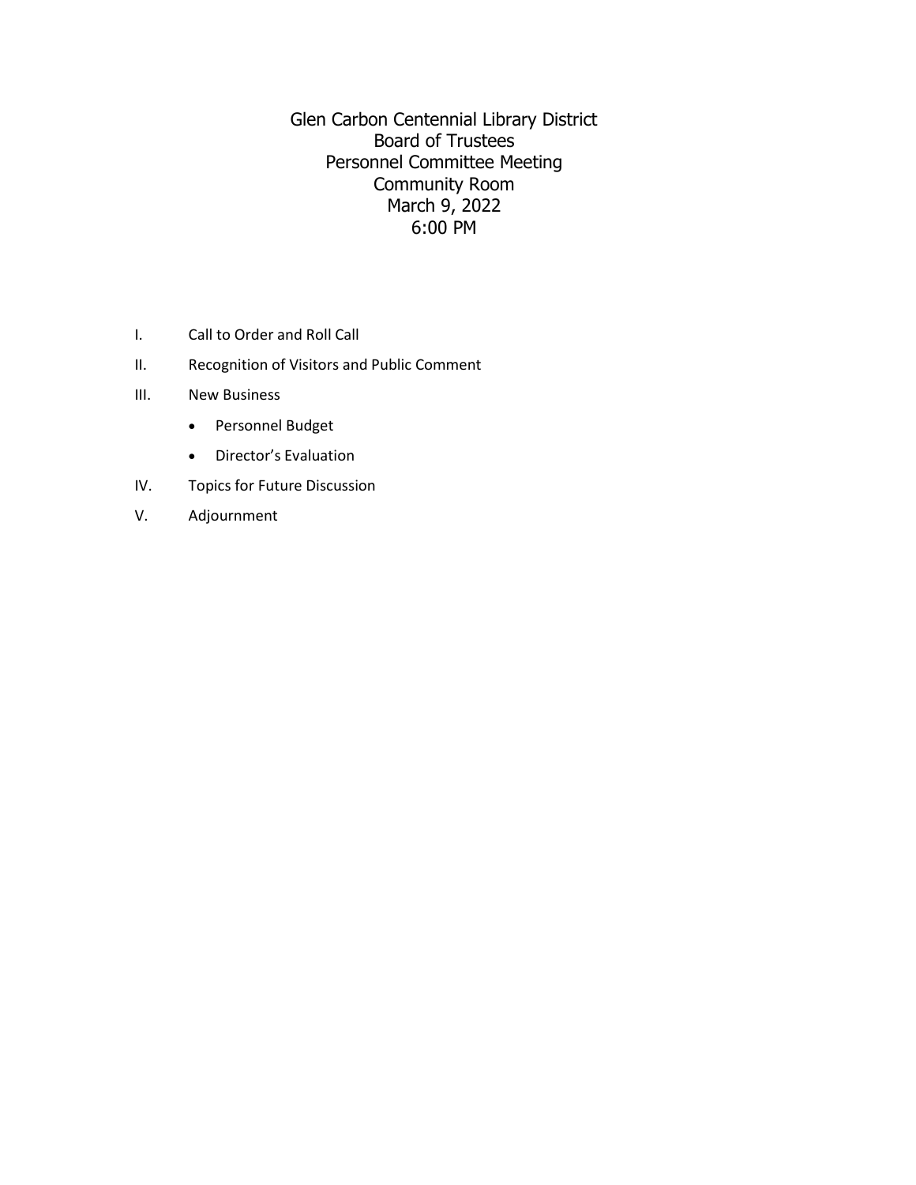# Glen Carbon Centennial Library District
## Board of Trustees
## Personnel Committee Meeting
## Community Room
## March 9, 2022
## 6:00 PM

I. Call to Order and Roll Call

II. Recognition of Visitors and Public Comment

III. New Business

- Personnel Budget
- Director's Evaluation

IV. Topics for Future Discussion

V. Adjournment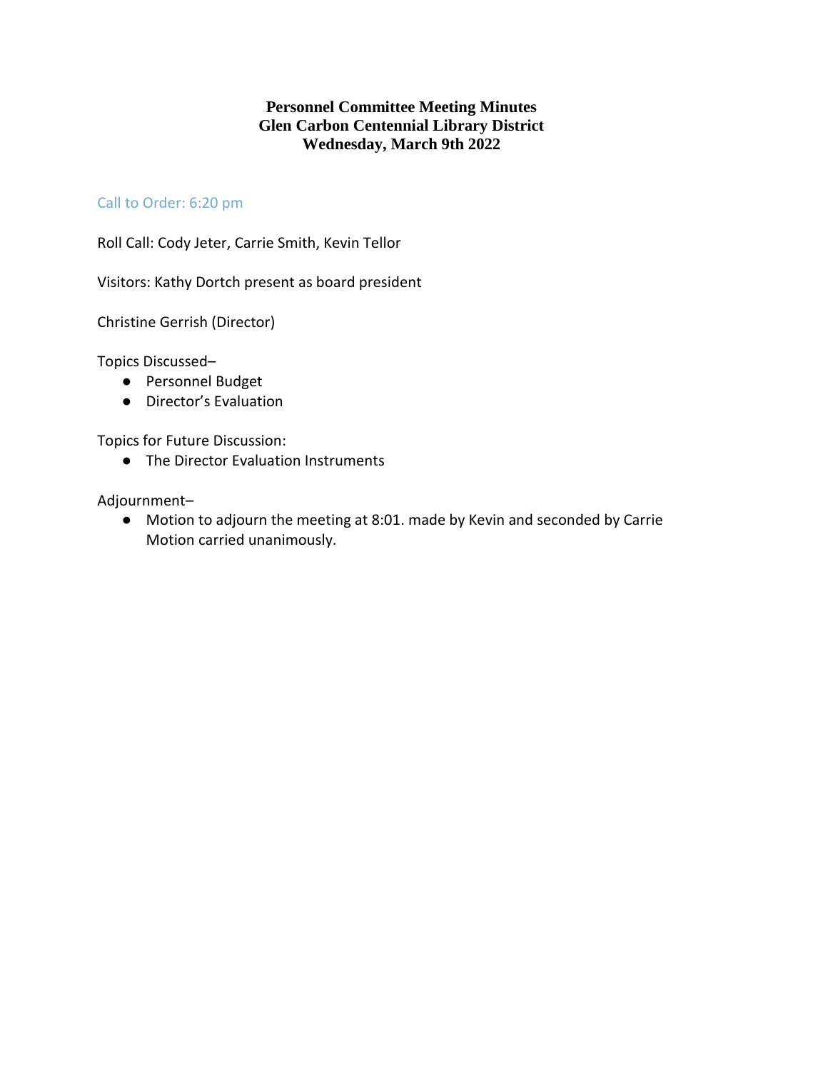**Personnel Committee Meeting Minutes**
**Glen Carbon Centennial Library District**
**Wednesday, March 9th 2022**

Call to Order: 6:20 pm

Roll Call: Cody Jeter, Carrie Smith, Kevin Tellor

Visitors: Kathy Dortch present as board president

Christine Gerrish (Director)

Topics Discussed–

- Personnel Budget
- Director's Evaluation

Topics for Future Discussion:

- The Director Evaluation Instruments

Adjournment–

- Motion to adjourn the meeting at 8:01. made by Kevin and seconded by Carrie Motion carried unanimously.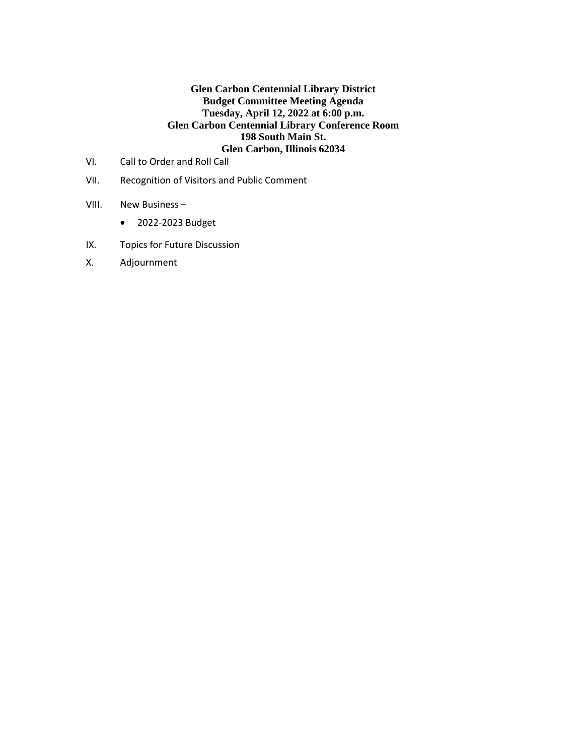**Glen Carbon Centennial Library District**
**Budget Committee Meeting Agenda**
**Tuesday, April 12, 2022 at 6:00 p.m.**
**Glen Carbon Centennial Library Conference Room**
**198 South Main St.**
**Glen Carbon, Illinois 62034**

VI. Call to Order and Roll Call

VII. Recognition of Visitors and Public Comment

VIII. New Business –

- 2022-2023 Budget

IX. Topics for Future Discussion

X. Adjournment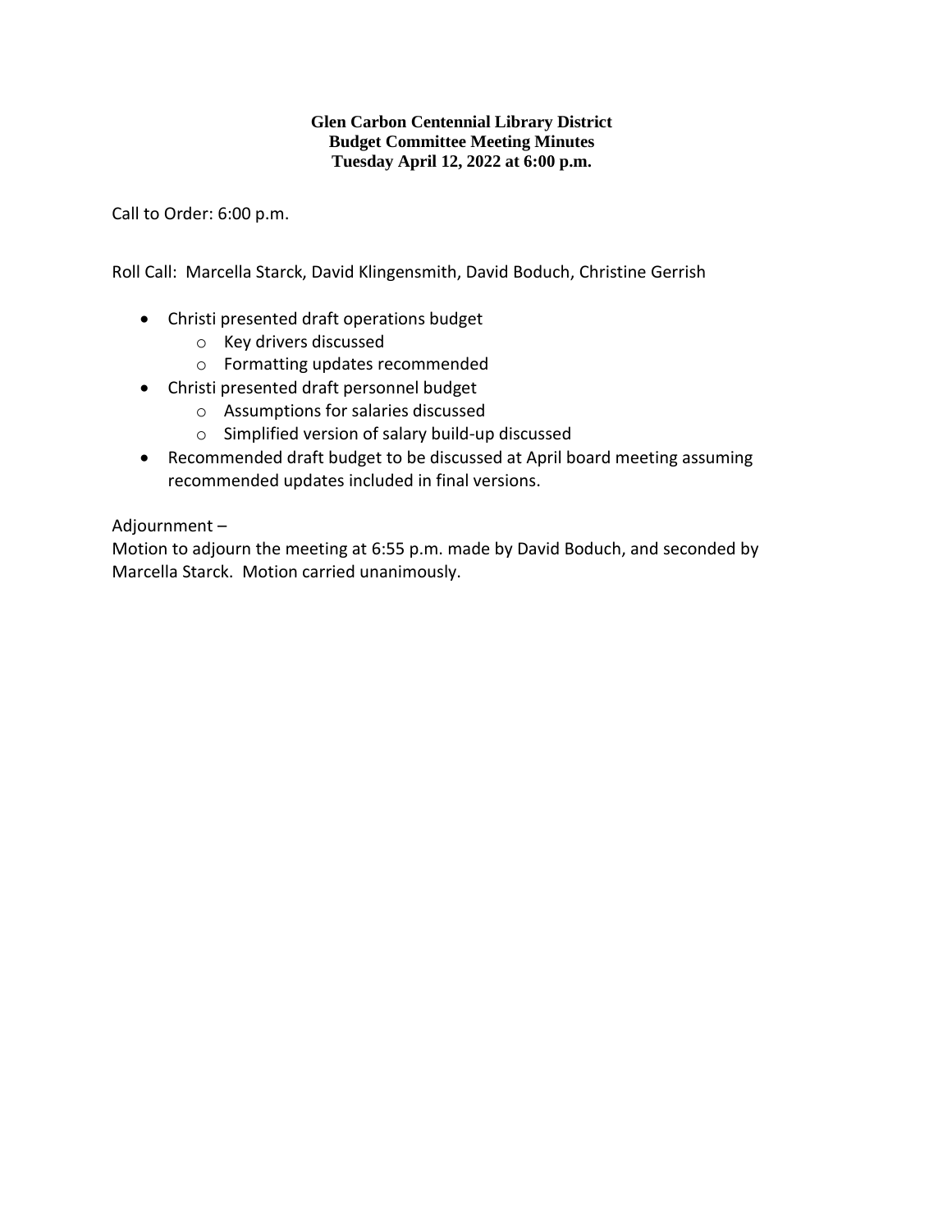**Glen Carbon Centennial Library District**
**Budget Committee Meeting Minutes**
**Tuesday April 12, 2022 at 6:00 p.m.**

Call to Order: 6:00 p.m.

Roll Call: Marcella Starck, David Klingensmith, David Boduch, Christine Gerrish

- Christi presented draft operations budget
    - Key drivers discussed
    - Formatting updates recommended
- Christi presented draft personnel budget
    - Assumptions for salaries discussed
    - Simplified version of salary build-up discussed
- Recommended draft budget to be discussed at April board meeting assuming recommended updates included in final versions.

Adjournment –
Motion to adjourn the meeting at 6:55 p.m. made by David Boduch, and seconded by Marcella Starck. Motion carried unanimously.